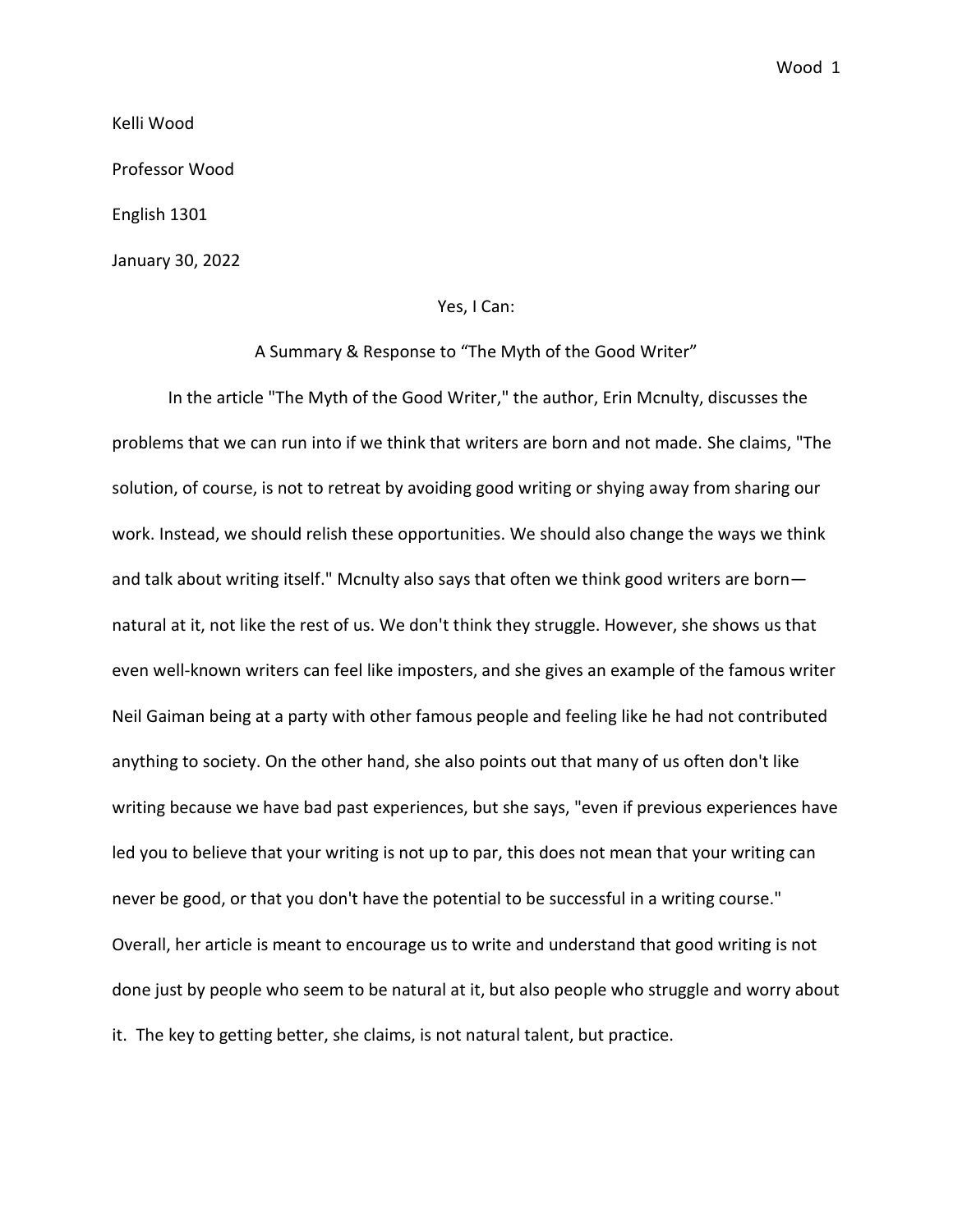Kelli Wood

Professor Wood

English 1301

January 30, 2022

Yes, I Can:

A Summary & Response to "The Myth of the Good Writer"

In the article "The Myth of the Good Writer," the author, Erin Mcnulty, discusses the problems that we can run into if we think that writers are born and not made. She claims, "The solution, of course, is not to retreat by avoiding good writing or shying away from sharing our work. Instead, we should relish these opportunities. We should also change the ways we think and talk about writing itself." Mcnulty also says that often we think good writers are born—natural at it, not like the rest of us. We don't think they struggle. However, she shows us that even well-known writers can feel like imposters, and she gives an example of the famous writer Neil Gaiman being at a party with other famous people and feeling like he had not contributed anything to society. On the other hand, she also points out that many of us often don't like writing because we have bad past experiences, but she says, "even if previous experiences have led you to believe that your writing is not up to par, this does not mean that your writing can never be good, or that you don't have the potential to be successful in a writing course." Overall, her article is meant to encourage us to write and understand that good writing is not done just by people who seem to be natural at it, but also people who struggle and worry about it. The key to getting better, she claims, is not natural talent, but practice.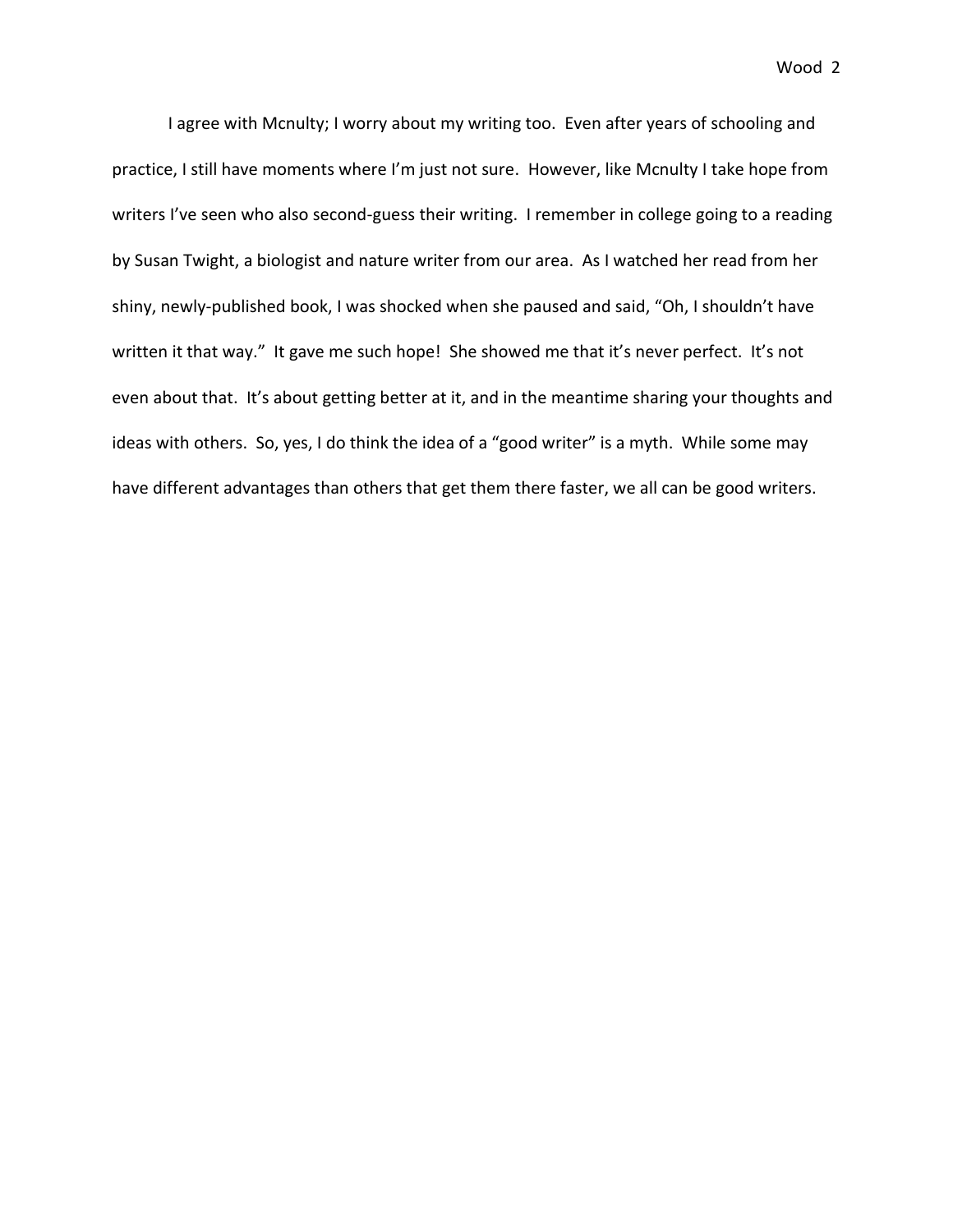I agree with Mcnulty; I worry about my writing too. Even after years of schooling and practice, I still have moments where I'm just not sure. However, like Mcnulty I take hope from writers I've seen who also second-guess their writing. I remember in college going to a reading by Susan Twight, a biologist and nature writer from our area. As I watched her read from her shiny, newly-published book, I was shocked when she paused and said, "Oh, I shouldn't have written it that way." It gave me such hope! She showed me that it's never perfect. It's not even about that. It's about getting better at it, and in the meantime sharing your thoughts and ideas with others. So, yes, I do think the idea of a "good writer" is a myth. While some may have different advantages than others that get them there faster, we all can be good writers.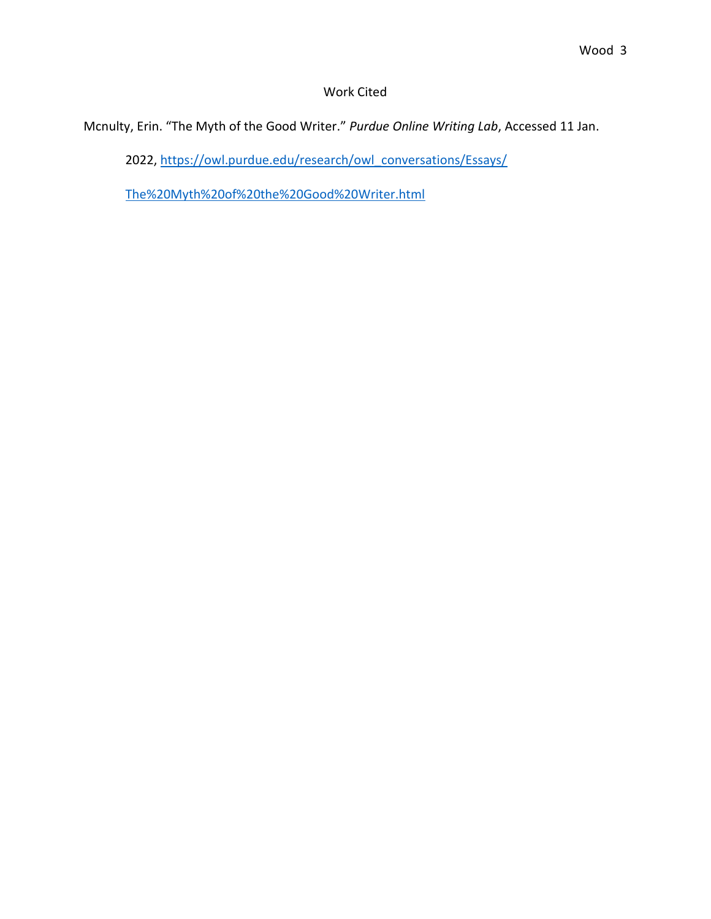# Work Cited

Mcnulty, Erin. "The Myth of the Good Writer." *Purdue Online Writing Lab*, Accessed 11 Jan. 2022, https://owl.purdue.edu/research/owl_conversations/Essays/The%20Myth%20of%20the%20Good%20Writer.html